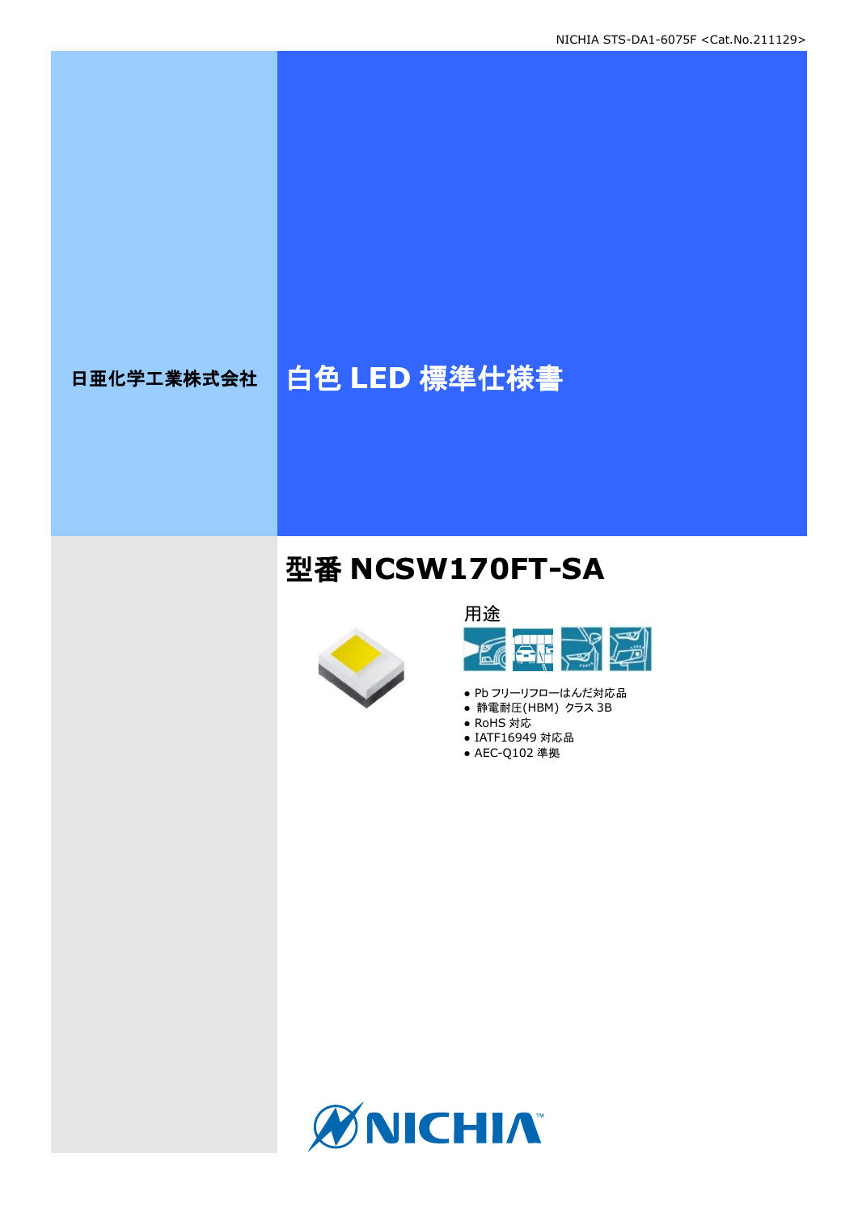日亜化学工業株式会社

# 白色 LED 標準仕様書

## 型番 NCSW170FT-SA

用途

- Pb フリーリフローはんだ対応品
- 静電耐圧(HBM) クラス 3B
- RoHS 対応
- IATF16949 対応品
- AEC-Q102 準拠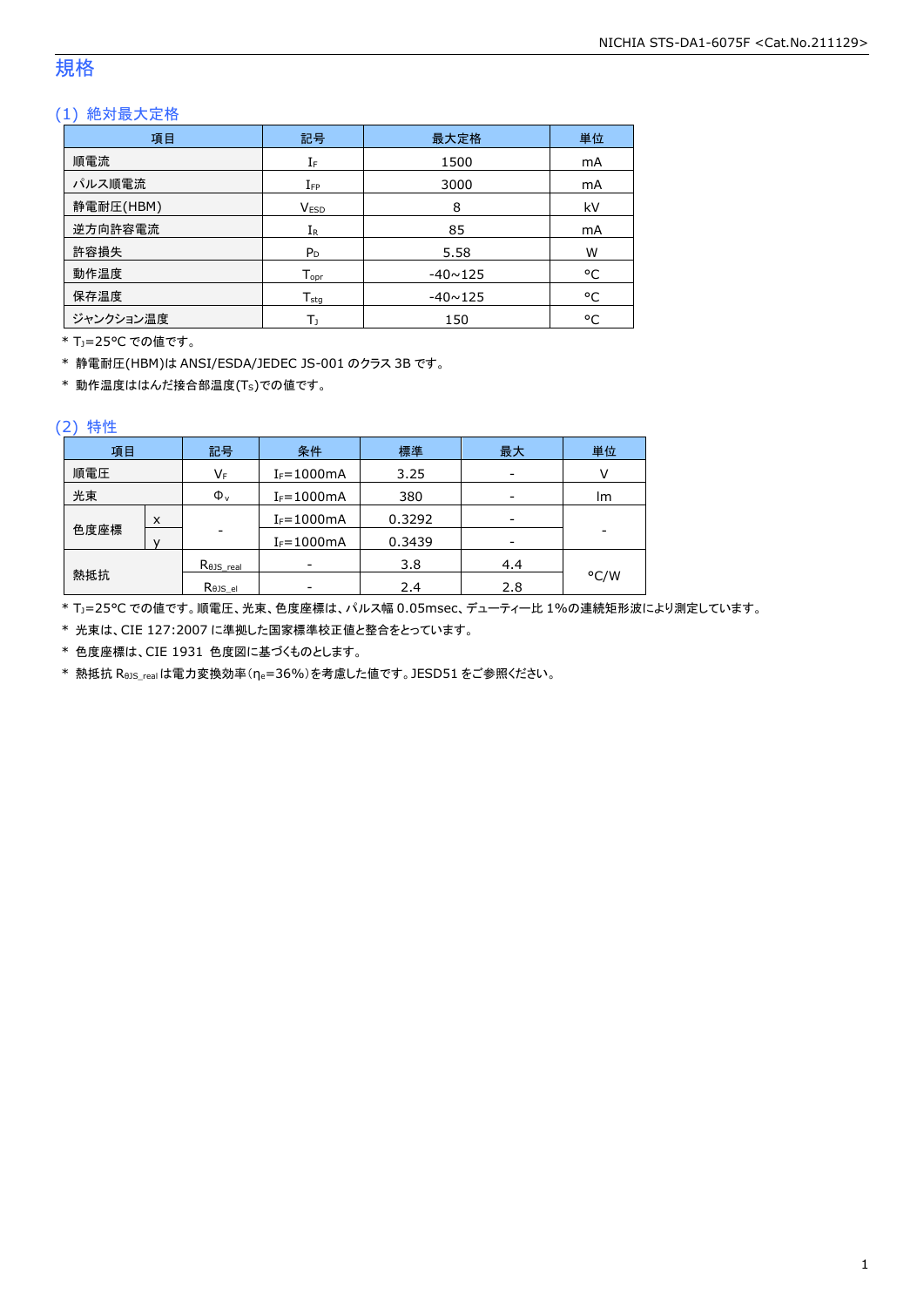# 規格

## (1) 絶対最大定格

| 項目 | 記号 | 最大定格 | 単位 |
|---|---|---|---|
| 順電流 | $I_F$ | 1500 | mA |
| パルス順電流 | $I_{FP}$ | 3000 | mA |
| 静電耐圧(HBM) | $V_{ESD}$ | 8 | kV |
| 逆方向許容電流 | $I_R$ | 85 | mA |
| 許容損失 | $P_D$ | 5.58 | W |
| 動作温度 | $T_{opr}$ | -40~125 | °C |
| 保存温度 | $T_{stg}$ | -40~125 | °C |
| ジャンクション温度 | $T_J$ | 150 | °C |

* $T_J$=25°C での値です。
* 静電耐圧(HBM)は ANSI/ESDA/JEDEC JS-001 のクラス 3B です。
* 動作温度ははんだ接合部温度($T_S$)での値です。

## (2) 特性

| 項目 | | 記号 | 条件 | 標準 | 最大 | 単位 |
|---|---|---|---|---|---|---|
| 順電圧 | | $V_F$ | $I_F$=1000mA | 3.25 | - | V |
| 光束 | | $\Phi_v$ | $I_F$=1000mA | 380 | - | lm |
| 色度座標 | x | - | $I_F$=1000mA | 0.3292 | - | - |
| | y | | $I_F$=1000mA | 0.3439 | - | |
| 熱抵抗 | | $R_{\theta JS\_real}$ | - | 3.8 | 4.4 | °C/W |
| | | $R_{\theta JS\_el}$ | - | 2.4 | 2.8 | |

* $T_J$=25°C での値です。順電圧、光束、色度座標は、パルス幅 0.05msec、デューティー比 1%の連続矩形波により測定しています。
* 光束は、CIE 127:2007 に準拠した国家標準校正値と整合をとっています。
* 色度座標は、CIE 1931 色度図に基づくものとします。
* 熱抵抗 $R_{\theta JS\_real}$ は電力変換効率($\eta_e$=36%)を考慮した値です。JESD51 をご参照ください。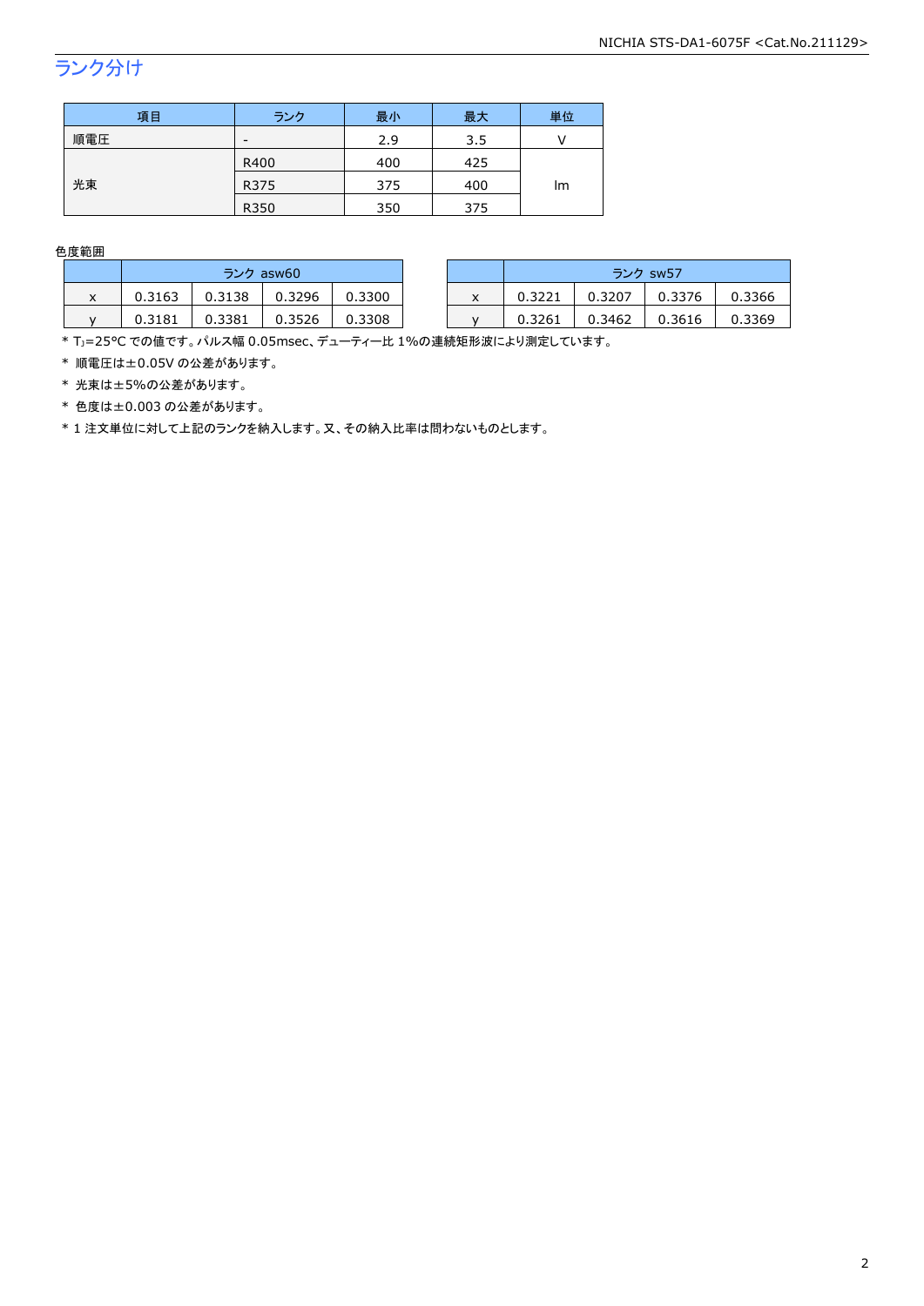## ランク分け

| 項目 | ランク | 最小 | 最大 | 単位 |
|---|---|---|---|---|
| 順電圧 | - | 2.9 | 3.5 | V |
| 光束 | R400 | 400 | 425 | lm |
| | R375 | 375 | 400 | |
| | R350 | 350 | 375 | |

色度範囲

| | ランク asw60 | | | |
|---|---|---|---|---|
| x | 0.3163 | 0.3138 | 0.3296 | 0.3300 |
| y | 0.3181 | 0.3381 | 0.3526 | 0.3308 |

| | ランク sw57 | | | |
|---|---|---|---|---|
| x | 0.3221 | 0.3207 | 0.3376 | 0.3366 |
| y | 0.3261 | 0.3462 | 0.3616 | 0.3369 |

* $T_J$=25°C での値です。パルス幅 0.05msec、デューティー比 1%の連続矩形波により測定しています。
* 順電圧は±0.05V の公差があります。
* 光束は±5%の公差があります。
* 色度は±0.003 の公差があります。
* 1 注文単位に対して上記のランクを納入します。又、その納入比率は問わないものとします。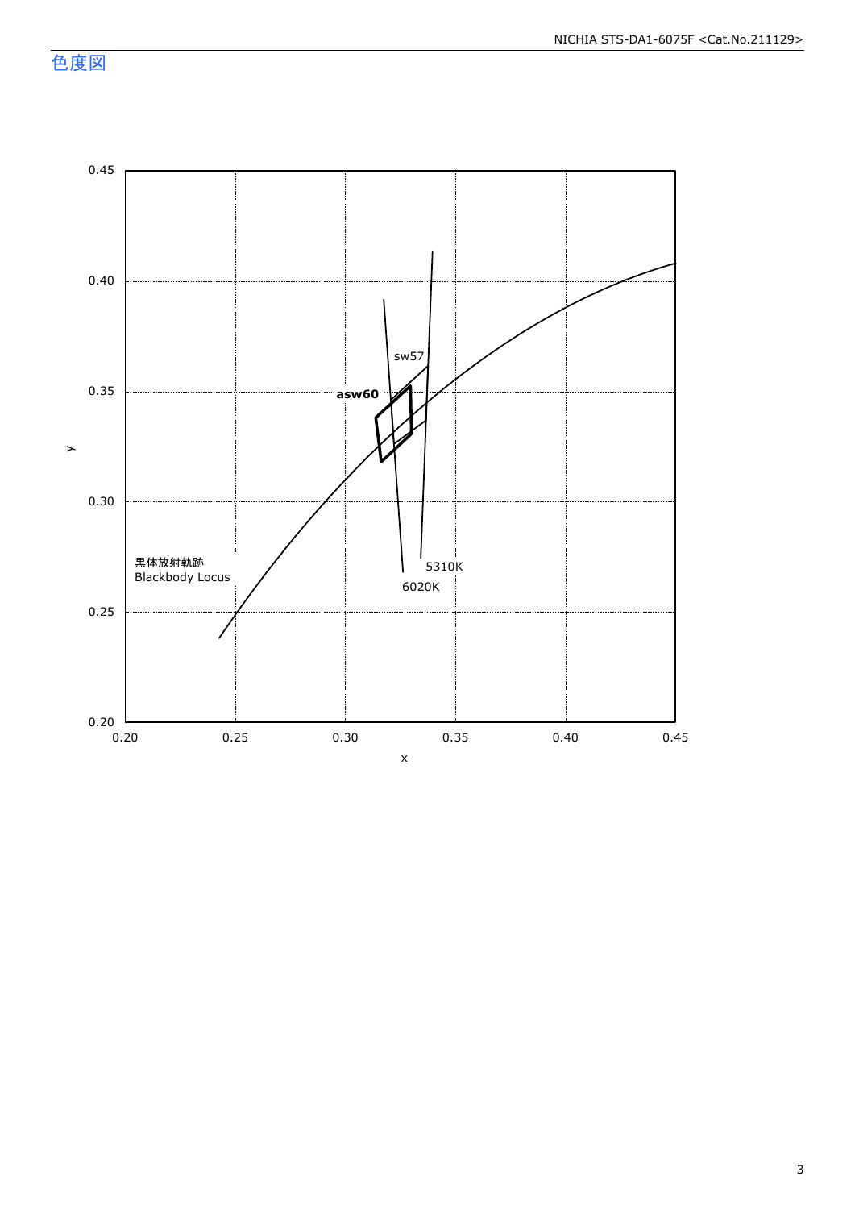## 色度図

y

0.45

0.40

0.35

0.30

0.25

0.20

0.20 0.25 0.30 0.35 0.40 0.45

x

sw57

asw60

5310K

6020K

黒体放射軌跡
Blackbody Locus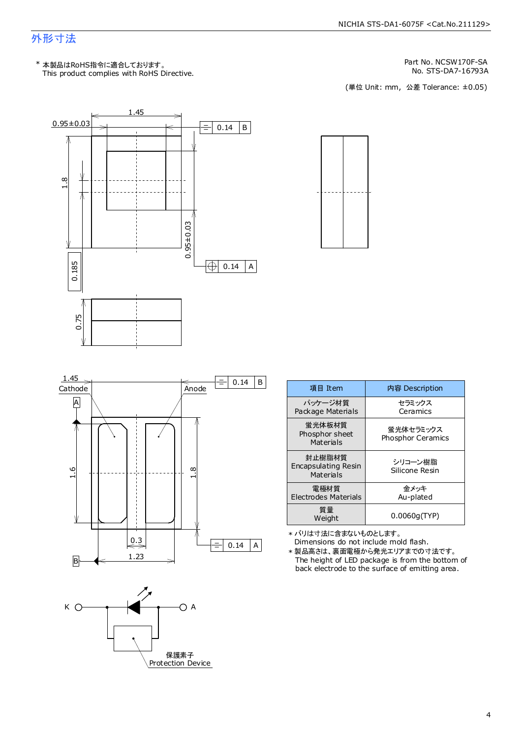## 外形寸法

\* 本製品はRoHS指令に適合しております。
This product complies with RoHS Directive.

Part No. NCSW170F-SA
No. STS-DA7-16793A

(単位 Unit: mm, 公差 Tolerance: ±0.05)

1.45
0.95±0.03
0.14 B
1.8
0.95±0.03
0.14 A
0.185
0.75

1.45
Cathode
Anode
0.14 B
A
1.6
1.8
0.3
1.23
0.14 A
B

K A
保護素子
Protection Device

| 項目 Item | 内容 Description |
|---|---|
| パッケージ材質<br>Package Materials | セラミックス<br>Ceramics |
| 蛍光体板材質<br>Phosphor sheet Materials | 蛍光体セラミックス<br>Phosphor Ceramics |
| 封止樹脂材質<br>Encapsulating Resin Materials | シリコーン樹脂<br>Silicone Resin |
| 電極材質<br>Electrodes Materials | 金メッキ<br>Au-plated |
| 質量<br>Weight | 0.0060g(TYP) |

\* バリは寸法に含まないものとします。
Dimensions do not include mold flash.

\* 製品高さは、裏面電極から発光エリアまでの寸法です。
The height of LED package is from the bottom of back electrode to the surface of emitting area.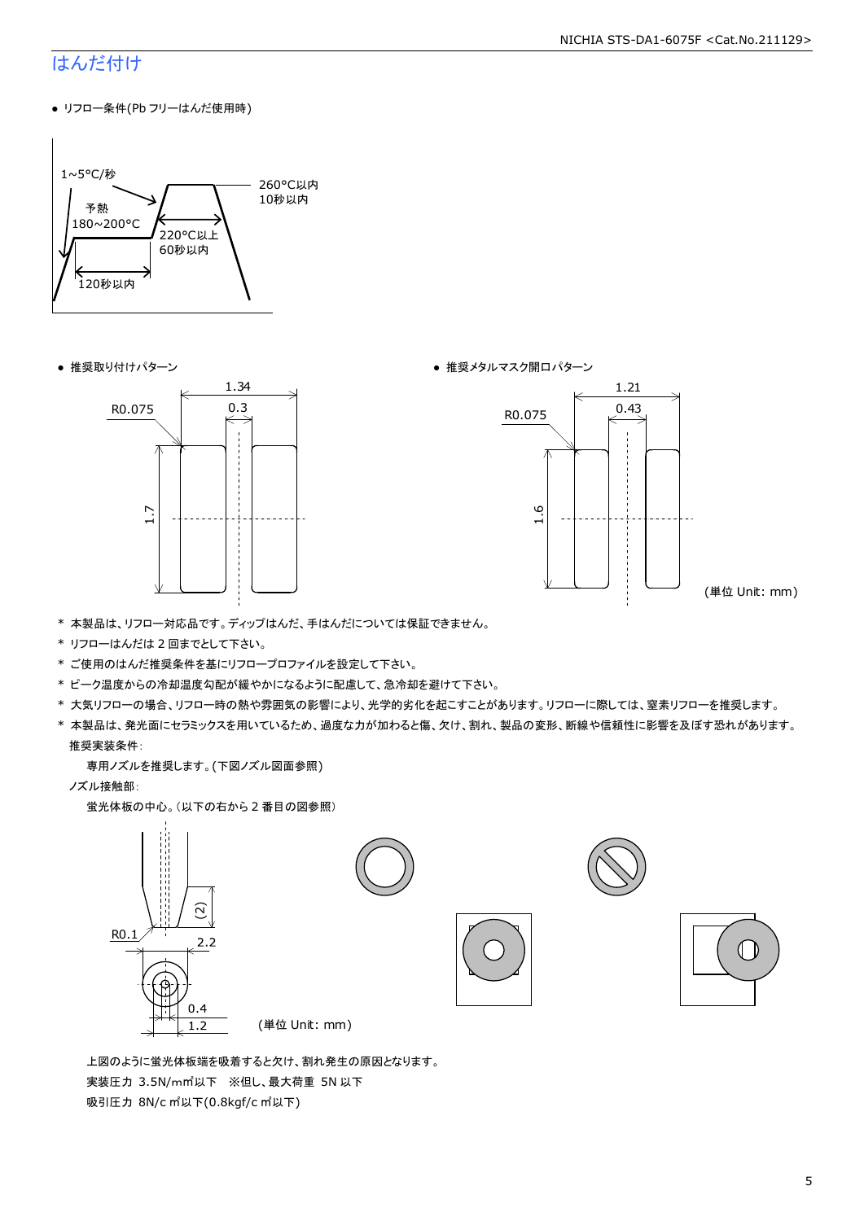# はんだ付け

- リフロー条件(Pb フリーはんだ使用時)

1~5°C/秒
予熱
180~200°C
120秒以内
220°C以上
60秒以内
260°C以内
10秒以内

- 推奨取り付けパターン

R0.075
1.34
0.3
1.7

- 推奨メタルマスク開口パターン

R0.075
1.21
0.43
1.6

(単位 Unit: mm)

\* 本製品は、リフロー対応品です。ディップはんだ、手はんだについては保証できません。
\* リフローはんだは 2 回までとして下さい。
\* ご使用のはんだ推奨条件を基にリフロープロファイルを設定して下さい。
\* ピーク温度からの冷却温度勾配が緩やかになるように配慮して、急冷却を避けて下さい。
\* 大気リフローの場合、リフロー時の熱や雰囲気の影響により、光学的劣化を起こすことがあります。リフローに際しては、窒素リフローを推奨します。
\* 本製品は、発光面にセラミックスを用いているため、過度な力が加わると傷、欠け、割れ、製品の変形、断線や信頼性に影響を及ぼす恐れがあります。

推奨実装条件:

専用ノズルを推奨します。(下図ノズル図面参照)

ノズル接触部:

蛍光体板の中心。(以下の右から 2 番目の図参照)

(2)
R0.1
2.2
0.4
1.2

(単位 Unit: mm)

上図のように蛍光体板端を吸着すると欠け、割れ発生の原因となります。

実装圧力 3.5N/mm²以下 ※但し、最大荷重 5N 以下

吸引圧力 8N/c m²以下(0.8kgf/c m²以下)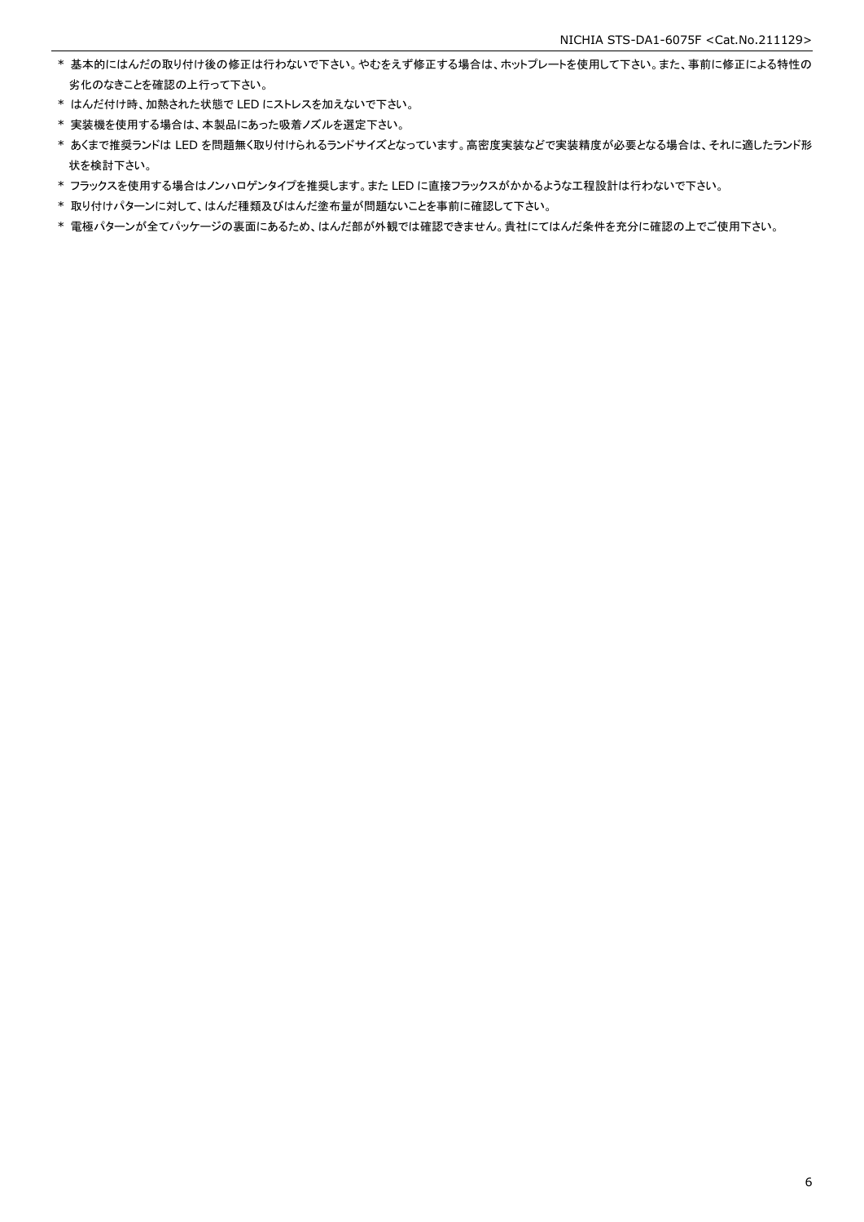* 基本的にはんだの取り付け後の修正は行わないで下さい。やむをえず修正する場合は、ホットプレートを使用して下さい。また、事前に修正による特性の劣化のなきことを確認の上行って下さい。
* はんだ付け時、加熱された状態で LED にストレスを加えないで下さい。
* 実装機を使用する場合は、本製品にあった吸着ノズルを選定下さい。
* あくまで推奨ランドは LED を問題無く取り付けられるランドサイズとなっています。高密度実装などで実装精度が必要となる場合は、それに適したランド形状を検討下さい。
* フラックスを使用する場合はノンハロゲンタイプを推奨します。また LED に直接フラックスがかかるような工程設計は行わないで下さい。
* 取り付けパターンに対して、はんだ種類及びはんだ塗布量が問題ないことを事前に確認して下さい。
* 電極パターンが全てパッケージの裏面にあるため、はんだ部が外観では確認できません。貴社にてはんだ条件を充分に確認の上でご使用下さい。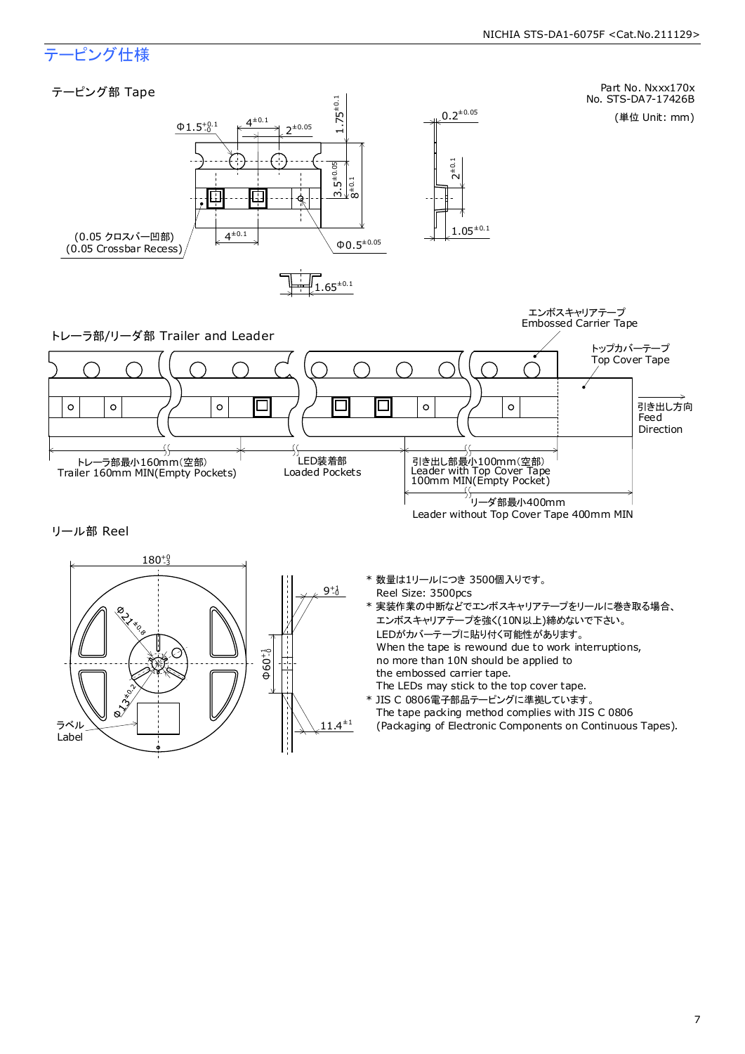# テーピング仕様

## テーピング部 Tape

Part No. Nxxx170x
No. STS-DA7-17426B

(単位 Unit: mm)

$\Phi 1.5^{+0.1}_{-0}$

$4^{\pm 0.1}$

$2^{\pm 0.05}$

$1.75^{\pm 0.1}$

$3.5^{\pm 0.05}$

$8^{\pm 0.1}$

$0.2^{\pm 0.05}$

$2^{\pm 0.1}$

$1.05^{\pm 0.1}$

(0.05 クロスバー凹部)
(0.05 Crossbar Recess)

$4^{\pm 0.1}$

$\Phi 0.5^{\pm 0.05}$

$1.65^{\pm 0.1}$

## トレーラ部/リーダ部 Trailer and Leader

エンボスキャリアテープ
Embossed Carrier Tape

トップカバーテープ
Top Cover Tape

引き出し方向
Feed
Direction

トレーラ部最小160mm(空部)
Trailer 160mm MIN(Empty Pockets)

LED装着部
Loaded Pockets

引き出し部最小100mm(空部)
Leader with Top Cover Tape
100mm MIN(Empty Pocket)

リーダ部最小400mm
Leader without Top Cover Tape 400mm MIN

## リール部 Reel

$180^{+0}_{-3}$

$\Phi 21^{\pm 0.8}$

$\Phi 13^{\pm 0.2}$

$\Phi 60^{+1}_{-0}$

$9^{+1}_{-0}$

$11.4^{\pm 1}$

ラベル
Label

\* 数量は1リールにつき 3500個入りです。
Reel Size: 3500pcs

\* 実装作業の中断などでエンボスキャリアテープをリールに巻き取る場合、
エンボスキャリアテープを強く(10N以上)締めないで下さい。
LEDがカバーテープに貼り付く可能性があります。
When the tape is rewound due to work interruptions,
no more than 10N should be applied to
the embossed carrier tape.
The LEDs may stick to the top cover tape.

\* JIS C 0806電子部品テーピングに準拠しています。
The tape packing method complies with JIS C 0806
(Packaging of Electronic Components on Continuous Tapes).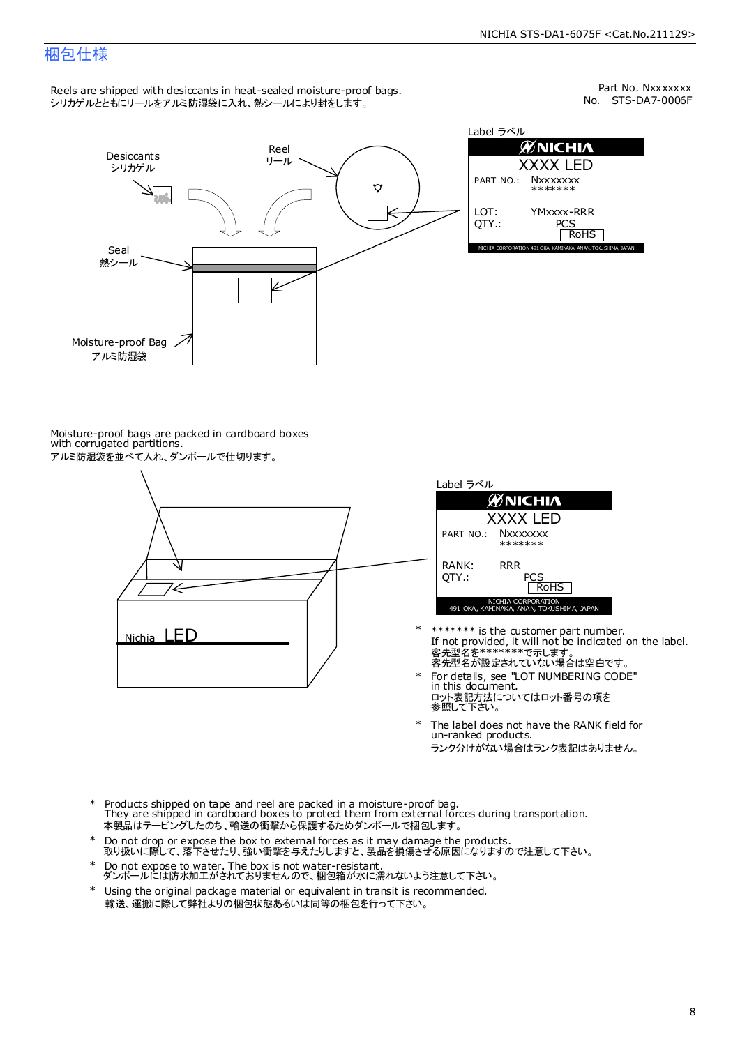# 梱包仕様

Part No. Nxxxxxxx
No. STS-DA7-0006F

Reels are shipped with desiccants in heat-sealed moisture-proof bags.
シリカゲルとともにリールをアルミ防湿袋に入れ、熱シールにより封をします。

Desiccants
シリカゲル

Reel
リール

Seal
熱シール

Moisture-proof Bag
アルミ防湿袋

Label ラベル

NICHIA
XXXX LED
PART NO.: Nxxxxxxx
*******
LOT: YMxxxx-RRR
QTY.: PCS
RoHS
NICHIA CORPORATION 491 OKA, KAMINAKA, ANAN, TOKUSHIMA, JAPAN

Moisture-proof bags are packed in cardboard boxes with corrugated partitions.
アルミ防湿袋を並べて入れ、ダンボールで仕切ります。

Nichia LED

Label ラベル

NICHIA
XXXX LED
PART NO.: Nxxxxxxx
*******
RANK: RRR
QTY.: PCS
RoHS
NICHIA CORPORATION
491 OKA, KAMINAKA, ANAN, TOKUSHIMA, JAPAN

- \* ******* is the customer part number.
  If not provided, it will not be indicated on the label.
  客先型名を*******で示します。
  客先型名が設定されていない場合は空白です。
- \* For details, see "LOT NUMBERING CODE" in this document.
  ロット表記方法についてはロット番号の項を参照して下さい。
- \* The label does not have the RANK field for un-ranked products.
  ランク分けがない場合はランク表記はありません。

- \* Products shipped on tape and reel are packed in a moisture-proof bag.
  They are shipped in cardboard boxes to protect them from external forces during transportation.
  本製品はテーピングしたのち、輸送の衝撃から保護するためダンボールで梱包します。
- \* Do not drop or expose the box to external forces as it may damage the products.
  取り扱いに際して、落下させたり、強い衝撃を与えたりしますと、製品を損傷させる原因になりますので注意して下さい。
- \* Do not expose to water. The box is not water-resistant.
  ダンボールには防水加工がされておりませんので、梱包箱が水に濡れないよう注意して下さい。
- \* Using the original package material or equivalent in transit is recommended.
  輸送、運搬に際して弊社よりの梱包状態あるいは同等の梱包を行って下さい。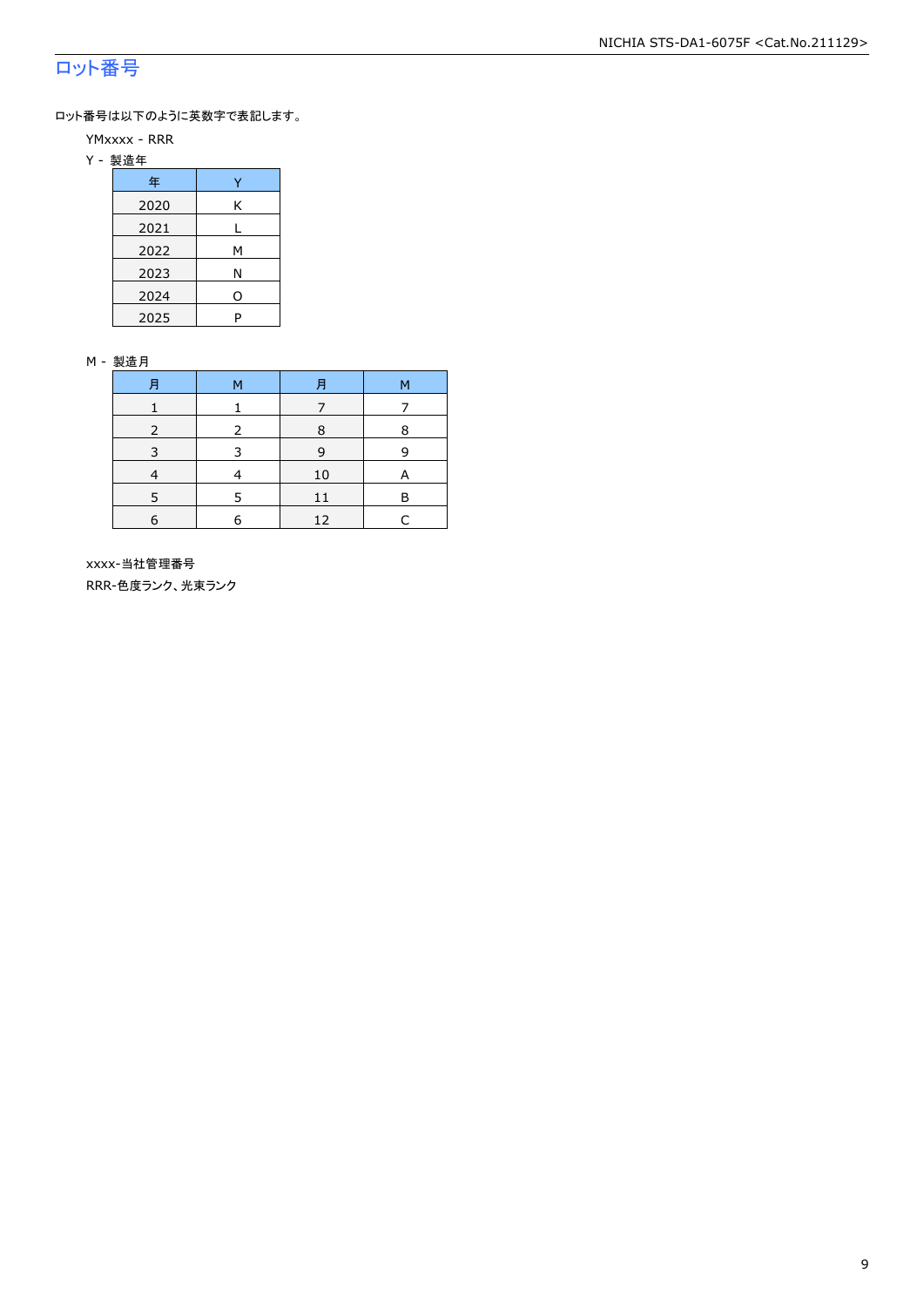## ロット番号

ロット番号は以下のように英数字で表記します。

YMxxxx - RRR

Y - 製造年

| 年 | Y |
|---|---|
| 2020 | K |
| 2021 | L |
| 2022 | M |
| 2023 | N |
| 2024 | O |
| 2025 | P |

M - 製造月

| 月 | M | 月 | M |
|---|---|---|---|
| 1 | 1 | 7 | 7 |
| 2 | 2 | 8 | 8 |
| 3 | 3 | 9 | 9 |
| 4 | 4 | 10 | A |
| 5 | 5 | 11 | B |
| 6 | 6 | 12 | C |

xxxx-当社管理番号

RRR-色度ランク、光束ランク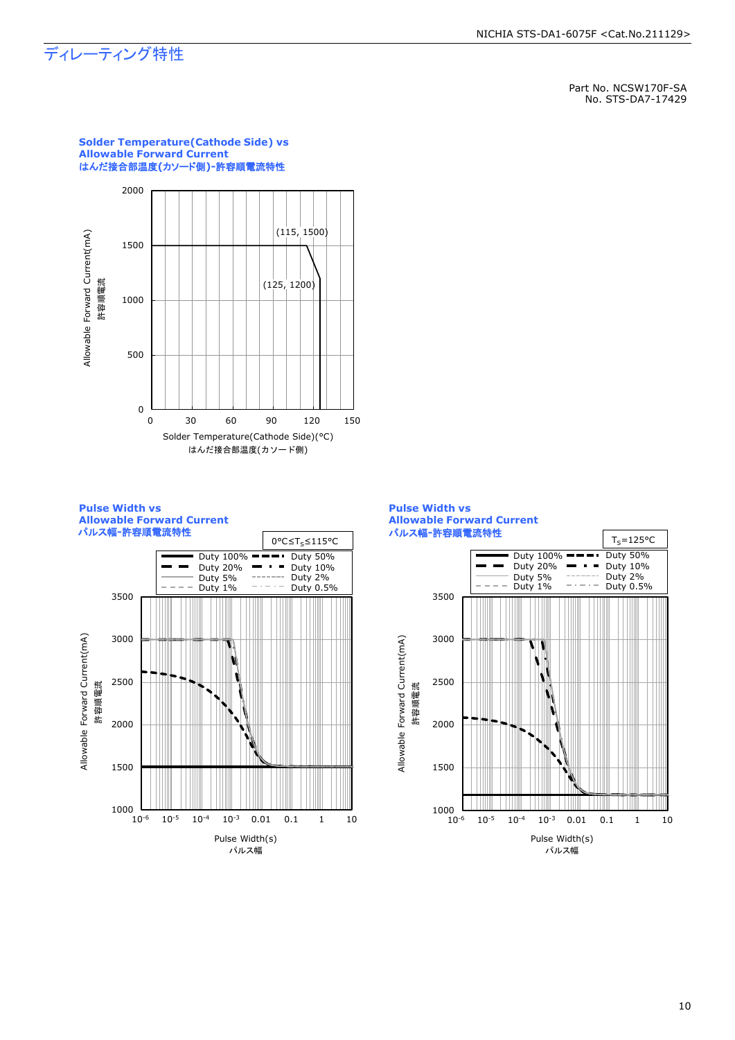# ディレーティング特性

Part No. NCSW170F-SA
No. STS-DA7-17429

**Solder Temperature(Cathode Side) vs Allowable Forward Current**
**はんだ接合部温度(カソード側)-許容順電流特性**

Allowable Forward Current(mA)
許容順電流

(115, 1500)
(125, 1200)

Solder Temperature(Cathode Side)(°C)
はんだ接合部温度(カソード側)

**Pulse Width vs Allowable Forward Current**
**パルス幅-許容順電流特性**

$0°C \leq T_S \leq 115°C$

Duty 100%, Duty 50%, Duty 20%, Duty 10%, Duty 5%, Duty 2%, Duty 1%, Duty 0.5%

Allowable Forward Current(mA)
許容順電流

Pulse Width(s)
パルス幅

**Pulse Width vs Allowable Forward Current**
**パルス幅-許容順電流特性**

$T_S=125°C$

Duty 100%, Duty 50%, Duty 20%, Duty 10%, Duty 5%, Duty 2%, Duty 1%, Duty 0.5%

Allowable Forward Current(mA)
許容順電流

Pulse Width(s)
パルス幅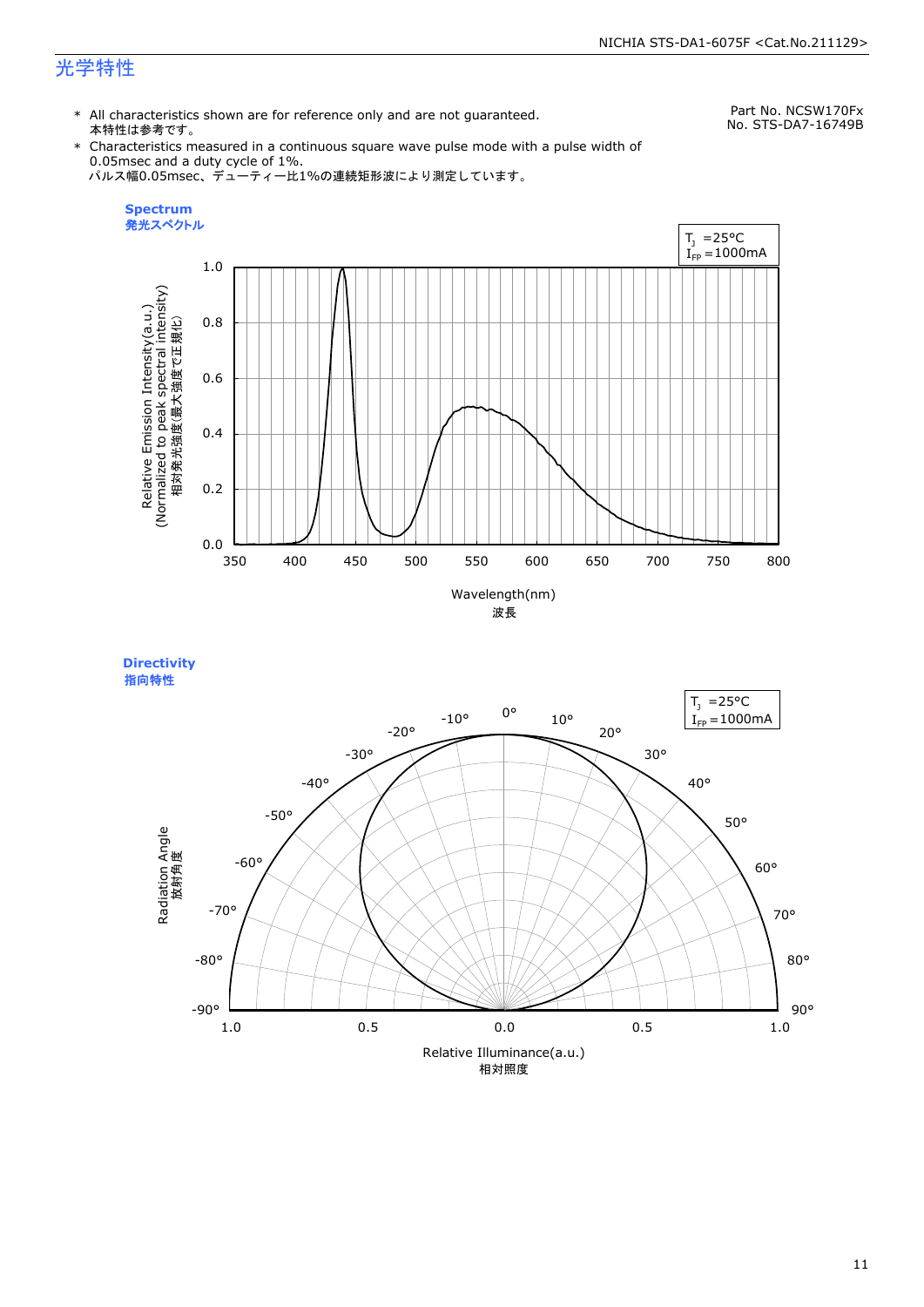# 光学特性

Part No. NCSW170Fx
No. STS-DA7-16749B

* All characteristics shown are for reference only and are not guaranteed.
  本特性は参考です。
* Characteristics measured in a continuous square wave pulse mode with a pulse width of 0.05msec and a duty cycle of 1%.
  パルス幅0.05msec、デューティー比1%の連続矩形波により測定しています。

**Spectrum**
**発光スペクトル**

$T_J$ =25°C
$I_{FP}$ =1000mA

Relative Emission Intensity(a.u.)
(Normalized to peak spectral intensity)
相対発光強度(最大強度で正規化)

Wavelength(nm)
波長

**Directivity**
**指向特性**

$T_J$ =25°C
$I_{FP}$ =1000mA

Radiation Angle
放射角度

Relative Illuminance(a.u.)
相対照度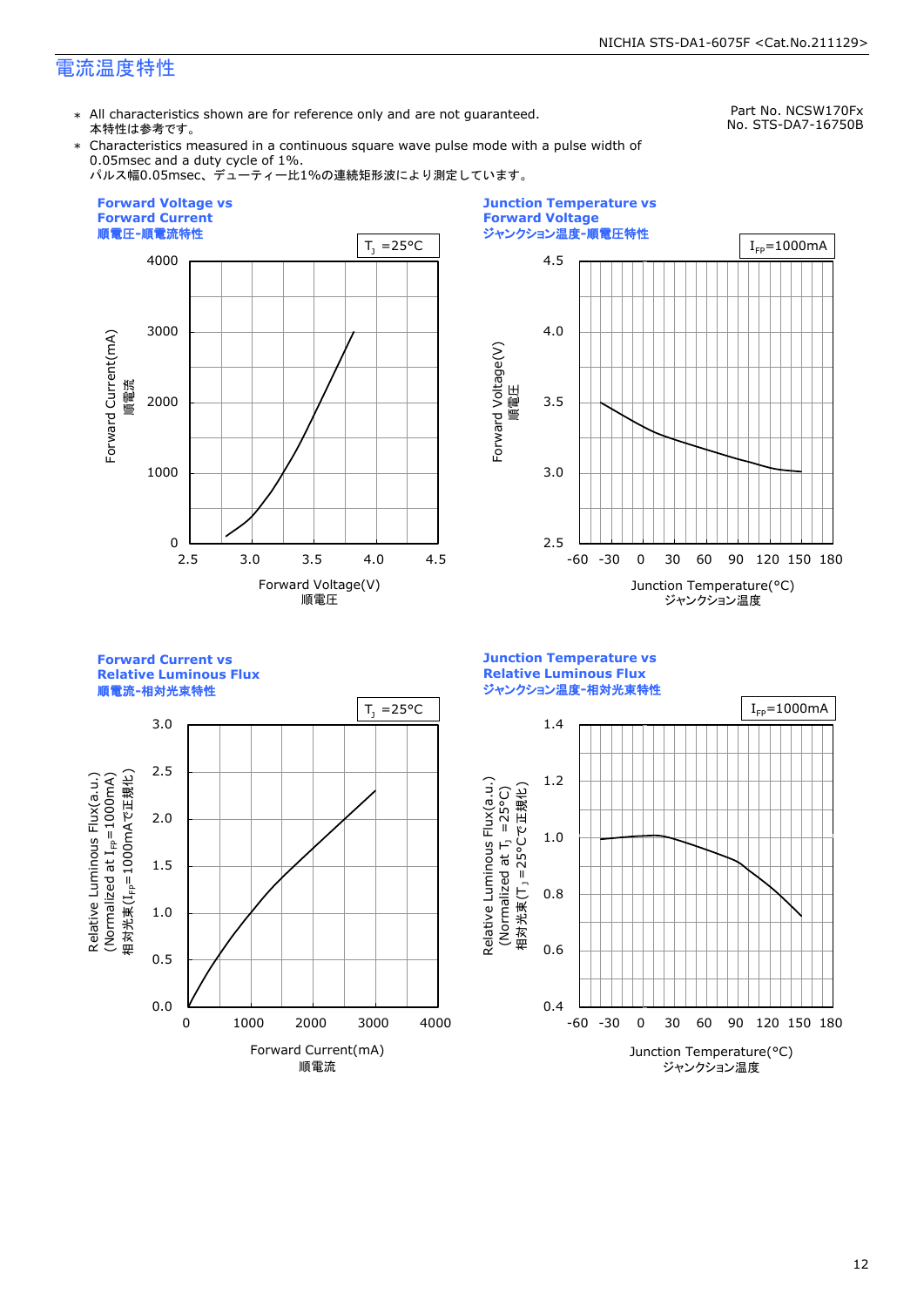# 電流温度特性

Part No. NCSW170Fx
No. STS-DA7-16750B

- ＊ All characteristics shown are for reference only and are not guaranteed.
  本特性は参考です。
- ＊ Characteristics measured in a continuous square wave pulse mode with a pulse width of 0.05msec and a duty cycle of 1%.
  パルス幅0.05msec、デューティー比1%の連続矩形波により測定しています。

### Forward Voltage vs Forward Current
### 順電圧-順電流特性

$T_J$ =25°C

Forward Current(mA) 順電流 (0–4000)
Forward Voltage(V) 順電圧 (2.5–4.5)

### Junction Temperature vs Forward Voltage
### ジャンクション温度-順電圧特性

$I_{FP}$=1000mA

Forward Voltage(V) 順電圧 (2.5–4.5)
Junction Temperature(°C) ジャンクション温度 (-60–180)

### Forward Current vs Relative Luminous Flux
### 順電流-相対光束特性

$T_J$ =25°C

Relative Luminous Flux(a.u.) (Normalized at $I_{FP}$=1000mA) 相対光束($I_{FP}$=1000mAで正規化) (0.0–3.0)
Forward Current(mA) 順電流 (0–4000)

### Junction Temperature vs Relative Luminous Flux
### ジャンクション温度-相対光束特性

$I_{FP}$=1000mA

Relative Luminous Flux(a.u.) (Normalized at $T_J$ =25°C) 相対光束($T_J$ =25°Cで正規化) (0.4–1.4)
Junction Temperature(°C) ジャンクション温度 (-60–180)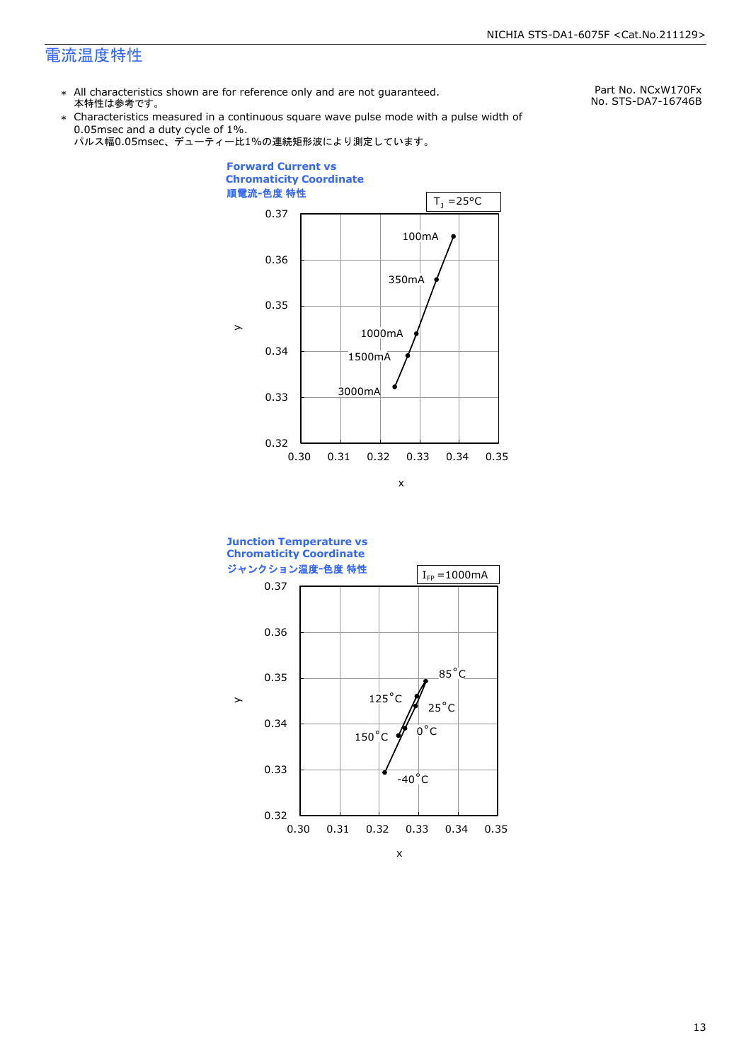# 電流温度特性

Part No. NCxW170Fx
No. STS-DA7-16746B

- All characteristics shown are for reference only and are not guaranteed.
  本特性は参考です。
- Characteristics measured in a continuous square wave pulse mode with a pulse width of 0.05msec and a duty cycle of 1%.
  パルス幅0.05msec、デューティー比1%の連続矩形波により測定しています。

**Forward Current vs Chromaticity Coordinate**
**順電流-色度 特性**

$T_J$ =25°C

Points: 100mA, 350mA, 1000mA, 1500mA, 3000mA

x axis: 0.30, 0.31, 0.32, 0.33, 0.34, 0.35 (x)
y axis: 0.32, 0.33, 0.34, 0.35, 0.36, 0.37 (y)

**Junction Temperature vs Chromaticity Coordinate**
**ジャンクション温度-色度 特性**

$I_{FP}$ =1000mA

Points: 85°C, 125°C, 25°C, 0°C, 150°C, -40°C

x axis: 0.30, 0.31, 0.32, 0.33, 0.34, 0.35 (x)
y axis: 0.32, 0.33, 0.34, 0.35, 0.36, 0.37 (y)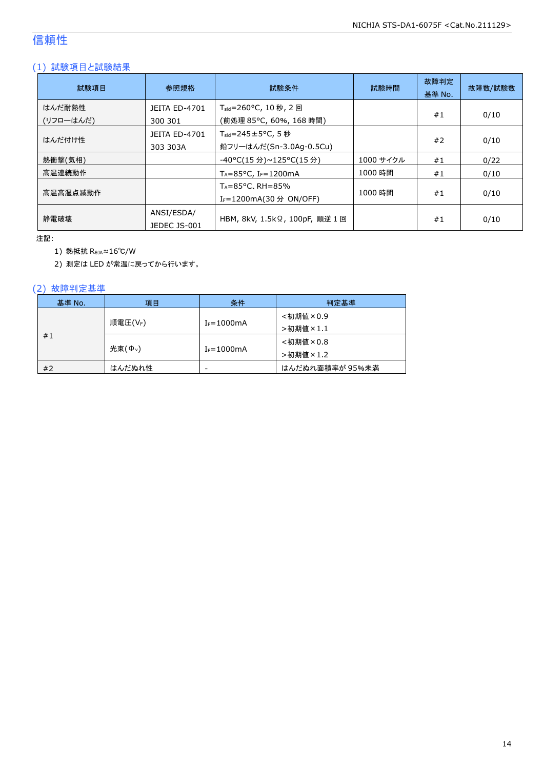# 信頼性

## (1) 試験項目と試験結果

| 試験項目 | 参照規格 | 試験条件 | 試験時間 | 故障判定基準 No. | 故障数/試験数 |
|---|---|---|---|---|---|
| はんだ耐熱性<br>(リフローはんだ) | JEITA ED-4701<br>300 301 | $T_{sld}$=260°C, 10 秒, 2 回<br>(前処理 85°C, 60%, 168 時間) | | #1 | 0/10 |
| はんだ付け性 | JEITA ED-4701<br>303 303A | $T_{sld}$=245±5°C, 5 秒<br>鉛フリーはんだ(Sn-3.0Ag-0.5Cu) | | #2 | 0/10 |
| 熱衝撃(気相) | | -40°C(15 分)~125°C(15 分) | 1000 サイクル | #1 | 0/22 |
| 高温連続動作 | | $T_A$=85°C, $I_F$=1200mA | 1000 時間 | #1 | 0/10 |
| 高温高湿点滅動作 | | $T_A$=85°C、RH=85%<br>$I_F$=1200mA(30 分 ON/OFF) | 1000 時間 | #1 | 0/10 |
| 静電破壊 | ANSI/ESDA/<br>JEDEC JS-001 | HBM, 8kV, 1.5kΩ, 100pF, 順逆 1 回 | | #1 | 0/10 |

注記:

1) 熱抵抗 $R_{θJA}$≈16℃/W
2) 測定は LED が常温に戻ってから行います。

## (2) 故障判定基準

| 基準 No. | 項目 | 条件 | 判定基準 |
|---|---|---|---|
| #1 | 順電圧($V_F$) | $I_F$=1000mA | <初期値×0.9<br>>初期値×1.1 |
| | 光束($Φ_v$) | $I_F$=1000mA | <初期値×0.8<br>>初期値×1.2 |
| #2 | はんだぬれ性 | - | はんだぬれ面積率が 95%未満 |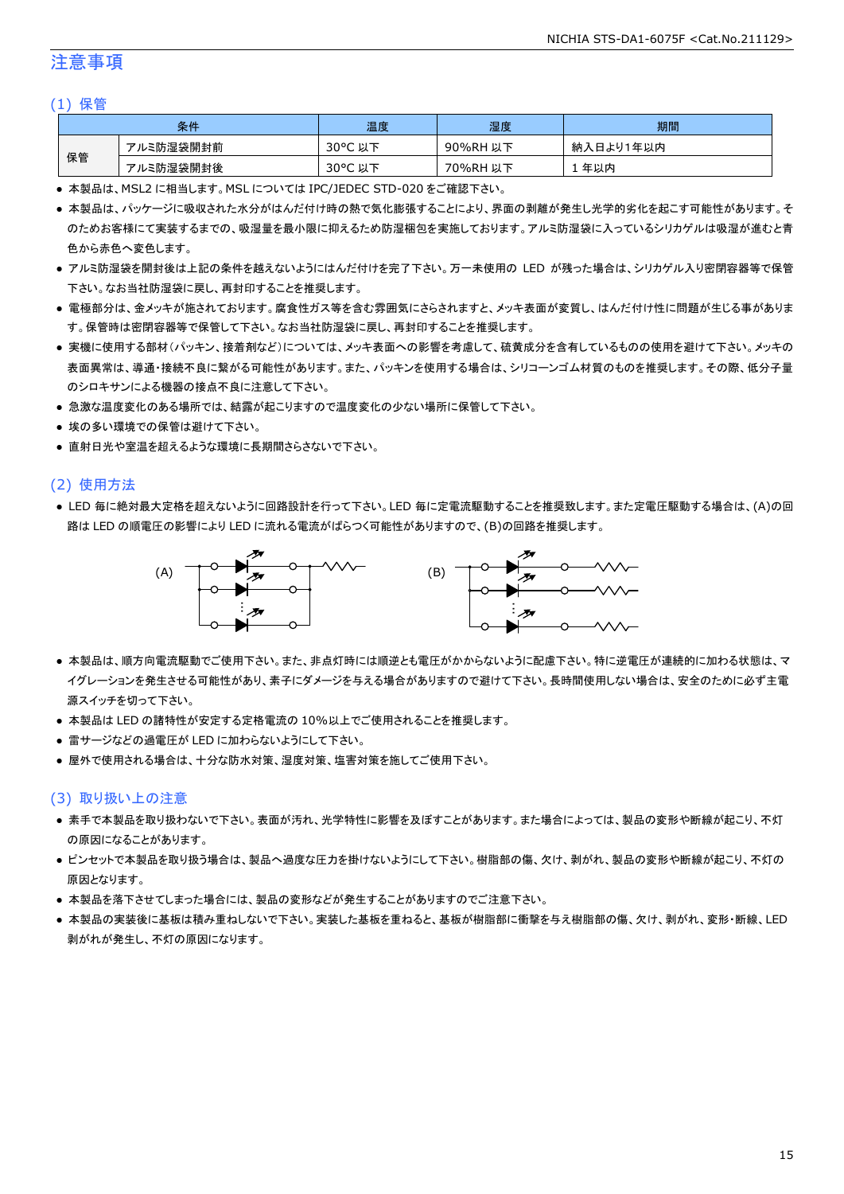# 注意事項

## (1) 保管

| 条件 | | 温度 | 湿度 | 期間 |
|---|---|---|---|---|
| 保管 | アルミ防湿袋開封前 | 30°C 以下 | 90%RH 以下 | 納入日より1年以内 |
| | アルミ防湿袋開封後 | 30°C 以下 | 70%RH 以下 | 1 年以内 |

- 本製品は、MSL2 に相当します。MSL については IPC/JEDEC STD-020 をご確認下さい。
- 本製品は、パッケージに吸収された水分がはんだ付け時の熱で気化膨張することにより、界面の剥離が発生し光学的劣化を起こす可能性があります。そのためお客様にて実装するまでの、吸湿量を最小限に抑えるため防湿梱包を実施しております。アルミ防湿袋に入っているシリカゲルは吸湿が進むと青色から赤色へ変色します。
- アルミ防湿袋を開封後は上記の条件を越えないようにはんだ付けを完了下さい。万一未使用の LED が残った場合は、シリカゲル入り密閉容器等で保管下さい。なお当社防湿袋に戻し、再封印することを推奨します。
- 電極部分は、金メッキが施されております。腐食性ガス等を含む雰囲気にさらされますと、メッキ表面が変質し、はんだ付け性に問題が生じる事があります。保管時は密閉容器等で保管して下さい。なお当社防湿袋に戻し、再封印することを推奨します。
- 実機に使用する部材（パッキン、接着剤など）については、メッキ表面への影響を考慮して、硫黄成分を含有しているものの使用を避けて下さい。メッキの表面異常は、導通・接続不良に繋がる可能性があります。また、パッキンを使用する場合は、シリコーンゴム材質のものを推奨します。その際、低分子量のシロキサンによる機器の接点不良に注意して下さい。
- 急激な温度変化のある場所では、結露が起こりますので温度変化の少ない場所に保管して下さい。
- 埃の多い環境での保管は避けて下さい。
- 直射日光や室温を超えるような環境に長期間さらさないで下さい。

## (2) 使用方法

- LED 毎に絶対最大定格を超えないように回路設計を行って下さい。LED 毎に定電流駆動することを推奨致します。また定電圧駆動する場合は、(A)の回路は LED の順電圧の影響により LED に流れる電流がばらつく可能性がありますので、(B)の回路を推奨します。

(A) (B)

- 本製品は、順方向電流駆動でご使用下さい。また、非点灯時には順逆とも電圧がかからないように配慮下さい。特に逆電圧が連続的に加わる状態は、マイグレーションを発生させる可能性があり、素子にダメージを与える場合がありますので避けて下さい。長時間使用しない場合は、安全のために必ず主電源スイッチを切って下さい。
- 本製品は LED の諸特性が安定する定格電流の 10%以上でご使用されることを推奨します。
- 雷サージなどの過電圧が LED に加わらないようにして下さい。
- 屋外で使用される場合は、十分な防水対策、湿度対策、塩害対策を施してご使用下さい。

## (3) 取り扱い上の注意

- 素手で本製品を取り扱わないで下さい。表面が汚れ、光学特性に影響を及ぼすことがあります。また場合によっては、製品の変形や断線が起こり、不灯の原因になることがあります。
- ピンセットで本製品を取り扱う場合は、製品へ過度な圧力を掛けないようにして下さい。樹脂部の傷、欠け、剥がれ、製品の変形や断線が起こり、不灯の原因となります。
- 本製品を落下させてしまった場合には、製品の変形などが発生することがありますのでご注意下さい。
- 本製品の実装後に基板は積み重ねしないで下さい。実装した基板を重ねると、基板が樹脂部に衝撃を与え樹脂部の傷、欠け、剥がれ、変形・断線、LED 剥がれが発生し、不灯の原因になります。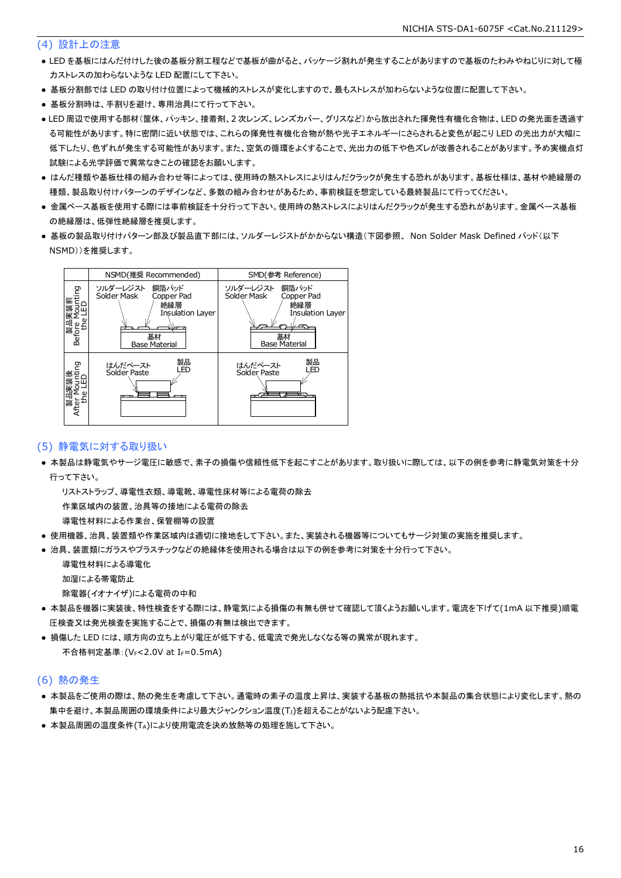## (4) 設計上の注意

- LED を基板にはんだ付けした後の基板分割工程などで基板が曲がると、パッケージ割れが発生することがありますので基板のたわみやねじりに対して極力ストレスの加わらないような LED 配置にして下さい。
- 基板分割部では LED の取り付け位置によって機械的ストレスが変化しますので、最もストレスが加わらないような位置に配置して下さい。
- 基板分割時は、手割りを避け、専用治具にて行って下さい。
- LED 周辺で使用する部材（筐体、パッキン、接着剤、2 次レンズ、レンズカバー、グリスなど）から放出された揮発性有機化合物は、LED の発光面を透過する可能性があります。特に密閉に近い状態では、これらの揮発性有機化合物が熱や光子エネルギーにさらされると変色が起こり LED の光出力が大幅に低下したり、色ずれが発生する可能性があります。また、空気の循環をよくすることで、光出力の低下や色ズレが改善されることがあります。予め実機点灯試験による光学評価で異常なきことの確認をお願いします。
- はんだ種類や基板仕様の組み合わせ等によっては、使用時の熱ストレスによりはんだクラックが発生する恐れがあります。基板仕様は、基材や絶縁層の種類、製品取り付けパターンのデザインなど、多数の組み合わせがあるため、事前検証を想定している最終製品にて行ってください。
- 金属ベース基板を使用する際には事前検証を十分行って下さい。使用時の熱ストレスによりはんだクラックが発生する恐れがあります。金属ベース基板の絶縁層は、低弾性絶縁層を推奨します。
- 基板の製品取り付けパターン部及び製品直下部には、ソルダーレジストがかからない構造（下図参照、 Non Solder Mask Defined パッド（以下 NSMD））を推奨します。

| | NSMD(推奨 Recommended) | SMD(参考 Reference) |
|---|---|---|
| 製品実装前 Before Mounting the LED | ソルダーレジスト Solder Mask / 銅箔パッド Copper Pad / 絶縁層 Insulation Layer / 基材 Base Material | ソルダーレジスト Solder Mask / 銅箔パッド Copper Pad / 絶縁層 Insulation Layer / 基材 Base Material |
| 製品実装後 After Mounting the LED | はんだペースト Solder Paste / 製品 LED | はんだペースト Solder Paste / 製品 LED |

## (5) 静電気に対する取り扱い

- 本製品は静電気やサージ電圧に敏感で、素子の損傷や信頼性低下を起こすことがあります。取り扱いに際しては、以下の例を参考に静電気対策を十分行って下さい。
  - リストストラップ、導電性衣類、導電靴、導電性床材等による電荷の除去
  - 作業区域内の装置、治具等の接地による電荷の除去
  - 導電性材料による作業台、保管棚等の設置
- 使用機器、治具、装置類や作業区域内は適切に接地をして下さい。また、実装される機器等についてもサージ対策の実施を推奨します。
- 治具、装置類にガラスやプラスチックなどの絶縁体を使用される場合は以下の例を参考に対策を十分行って下さい。
  - 導電性材料による導電化
  - 加湿による帯電防止
  - 除電器(イオナイザ)による電荷の中和
- 本製品を機器に実装後、特性検査をする際には、静電気による損傷の有無も併せて確認して頂くようお願いします。電流を下げて(1mA 以下推奨)順電圧検査又は発光検査を実施することで、損傷の有無は検出できます。
- 損傷した LED には、順方向の立ち上がり電圧が低下する、低電流で発光しなくなる等の異常が現れます。
  - 不合格判定基準：($V_F$<2.0V at $I_F$=0.5mA)

## (6) 熱の発生

- 本製品をご使用の際は、熱の発生を考慮して下さい。通電時の素子の温度上昇は、実装する基板の熱抵抗や本製品の集合状態により変化します。熱の集中を避け、本製品周囲の環境条件により最大ジャンクション温度($T_J$)を超えることがないよう配慮下さい。
- 本製品周囲の温度条件($T_A$)により使用電流を決め放熱等の処理を施して下さい。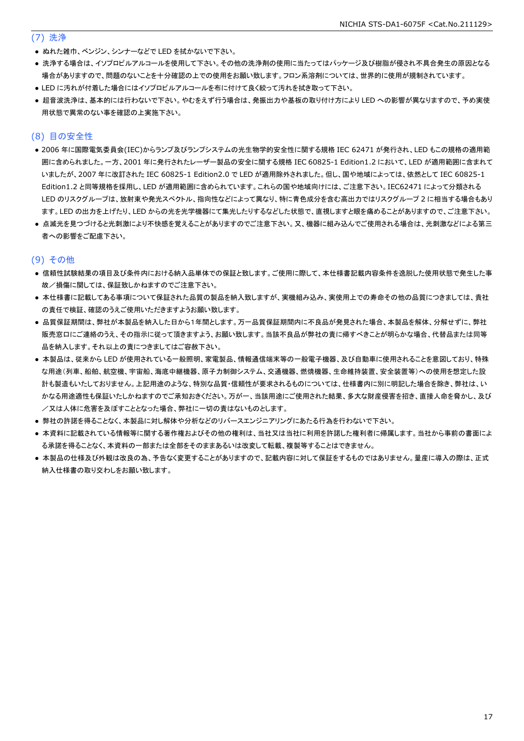## (7) 洗浄

- ぬれた雑巾、ベンジン、シンナーなどで LED を拭かないで下さい。
- 洗浄する場合は、イソプロピルアルコールを使用して下さい。その他の洗浄剤の使用に当たってはパッケージ及び樹脂が侵され不具合発生の原因となる場合がありますので、問題のないことを十分確認の上での使用をお願い致します。フロン系溶剤については、世界的に使用が規制されています。
- LED に汚れが付着した場合にはイソプロピルアルコールを布に付けて良く絞って汚れを拭き取って下さい。
- 超音波洗浄は、基本的には行わないで下さい。やむをえず行う場合は、発振出力や基板の取り付け方により LED への影響が異なりますので、予め実使用状態で異常のない事を確認の上実施下さい。

## (8) 目の安全性

- 2006 年に国際電気委員会(IEC)からランプ及びランプシステムの光生物学的安全性に関する規格 IEC 62471 が発行され、LED もこの規格の適用範囲に含められました。一方、2001 年に発行されたレーザー製品の安全に関する規格 IEC 60825-1 Edition1.2 において、LED が適用範囲に含まれていましたが、2007 年に改訂された IEC 60825-1 Edition2.0 で LED が適用除外されました。但し、国や地域によっては、依然として IEC 60825-1 Edition1.2 と同等規格を採用し、LED が適用範囲に含められています。これらの国や地域向けには、ご注意下さい。IEC62471 によって分類される LED のリスクグループは、放射束や発光スペクトル、指向性などによって異なり、特に青色成分を含む高出力ではリスクグループ 2 に相当する場合もあります。LED の出力を上げたり、LED からの光を光学機器にて集光したりするなどした状態で、直視しますと眼を痛めることがありますので、ご注意下さい。
- 点滅光を見つづけると光刺激により不快感を覚えることがありますのでご注意下さい。又、機器に組み込んでご使用される場合は、光刺激などによる第三者への影響をご配慮下さい。

## (9) その他

- 信頼性試験結果の項目及び条件内における納入品単体での保証と致します。ご使用に際して、本仕様書記載内容条件を逸脱した使用状態で発生した事故／損傷に関しては、保証致しかねますのでご注意下さい。
- 本仕様書に記載してある事項について保証された品質の製品を納入致しますが、実機組み込み、実使用上での寿命その他の品質につきましては、貴社の責任で検証、確認のうえご使用いただきますようお願い致します。
- 品質保証期間は、弊社が本製品を納入した日から1年間とします。万一品質保証期間内に不良品が発見された場合、本製品を解体、分解せずに、弊社販売窓口にご連絡のうえ、その指示に従って頂きますよう、お願い致します。当該不良品が弊社の責に帰すべきことが明らかな場合、代替品または同等品を納入します。それ以上の責につきましてはご容赦下さい。
- 本製品は、従来から LED が使用されている一般照明、家電製品、情報通信端末等の一般電子機器、及び自動車に使用されることを意図しており、特殊な用途(列車、船舶、航空機、宇宙船、海底中継機器、原子力制御システム、交通機器、燃焼機器、生命維持装置、安全装置等)への使用を想定した設計も製造もいたしておりません。上記用途のような、特別な品質･信頼性が要求されるものについては、仕様書内に別に明記した場合を除き、弊社は、いかなる用途適性も保証いたしかねますのでご承知おきください。万が一、当該用途にご使用された結果、多大な財産侵害を招き、直接人命を脅かし、及び／又は人体に危害を及ぼすこととなった場合、弊社に一切の責はないものとします。
- 弊社の許諾を得ることなく、本製品に対し解体や分析などのリバースエンジニアリングにあたる行為を行わないで下さい。
- 本資料に記載されている情報等に関する著作権およびその他の権利は、当社又は当社に利用を許諾した権利者に帰属します。当社から事前の書面による承諾を得ることなく、本資料の一部または全部をそのままあるいは改変して転載、複製等することはできません。
- 本製品の仕様及び外観は改良の為、予告なく変更することがありますので、記載内容に対して保証をするものではありません。量産に導入の際は、正式納入仕様書の取り交わしをお願い致します。